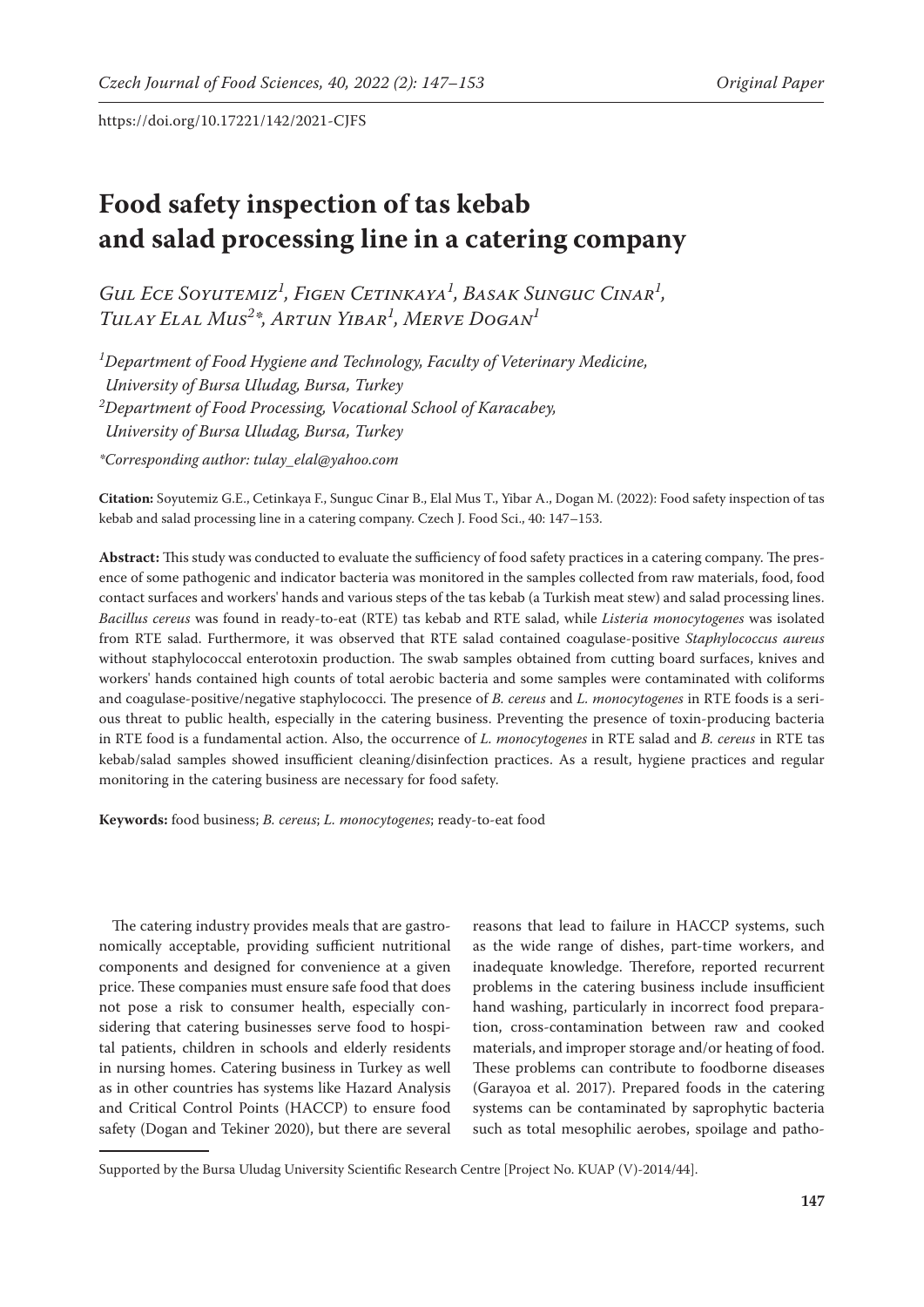https://doi.org/10.17221/142/2021-CJFS

# Food safety inspection of tas kebab and salad processing line in a catering company

*Gul Ece Soyutemiz*[1], *Figen Cetinkaya*[1], *Basak Sunguc Cinar*[1], *Tulay Elal Mus*[2]*, *Artun Yibar*[1], *Merve Dogan*[1]

[1]*Department of Food Hygiene and Technology, Faculty of Veterinary Medicine, University of Bursa Uludag, Bursa, Turkey*
[2]*Department of Food Processing, Vocational School of Karacabey, University of Bursa Uludag, Bursa, Turkey*

**Corresponding author: tulay_elal@yahoo.com*

**Citation:** Soyutemiz G.E., Cetinkaya F., Sunguc Cinar B., Elal Mus T., Yibar A., Dogan M. (2022): Food safety inspection of tas kebab and salad processing line in a catering company. Czech J. Food Sci., 40: 147–153.

**Abstract:** This study was conducted to evaluate the sufficiency of food safety practices in a catering company. The presence of some pathogenic and indicator bacteria was monitored in the samples collected from raw materials, food, food contact surfaces and workers' hands and various steps of the tas kebab (a Turkish meat stew) and salad processing lines. *Bacillus cereus* was found in ready-to-eat (RTE) tas kebab and RTE salad, while *Listeria monocytogenes* was isolated from RTE salad. Furthermore, it was observed that RTE salad contained coagulase-positive *Staphylococcus aureus* without staphylococcal enterotoxin production. The swab samples obtained from cutting board surfaces, knives and workers' hands contained high counts of total aerobic bacteria and some samples were contaminated with coliforms and coagulase-positive/negative staphylococci. The presence of *B. cereus* and *L. monocytogenes* in RTE foods is a serious threat to public health, especially in the catering business. Preventing the presence of toxin-producing bacteria in RTE food is a fundamental action. Also, the occurrence of *L. monocytogenes* in RTE salad and *B. cereus* in RTE tas kebab/salad samples showed insufficient cleaning/disinfection practices. As a result, hygiene practices and regular monitoring in the catering business are necessary for food safety.

**Keywords:** food business; *B. cereus*; *L. monocytogenes*; ready-to-eat food

The catering industry provides meals that are gastronomically acceptable, providing sufficient nutritional components and designed for convenience at a given price. These companies must ensure safe food that does not pose a risk to consumer health, especially considering that catering businesses serve food to hospital patients, children in schools and elderly residents in nursing homes. Catering business in Turkey as well as in other countries has systems like Hazard Analysis and Critical Control Points (HACCP) to ensure food safety (Dogan and Tekiner 2020), but there are several reasons that lead to failure in HACCP systems, such as the wide range of dishes, part-time workers, and inadequate knowledge. Therefore, reported recurrent problems in the catering business include insufficient hand washing, particularly in incorrect food preparation, cross-contamination between raw and cooked materials, and improper storage and/or heating of food. These problems can contribute to foodborne diseases (Garayoa et al. 2017). Prepared foods in the catering systems can be contaminated by saprophytic bacteria such as total mesophilic aerobes, spoilage and patho-

Supported by the Bursa Uludag University Scientific Research Centre [Project No. KUAP (V)-2014/44].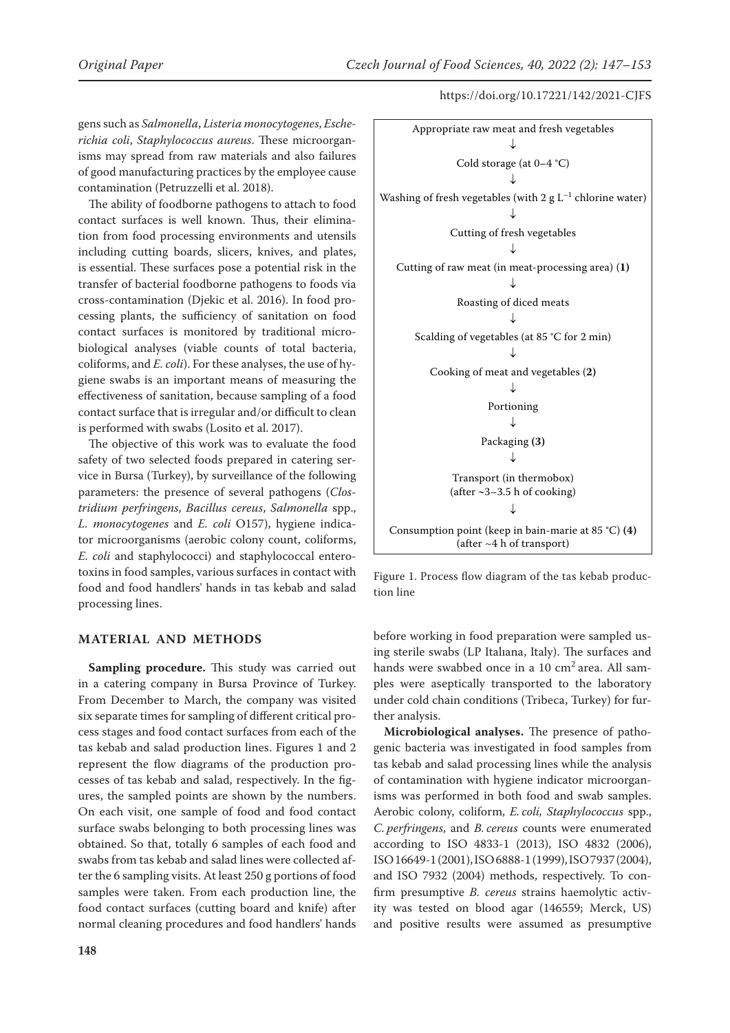gens such as *Salmonella*, *Listeria monocytogenes*, *Escherichia coli*, *Staphylococcus aureus*. These microorganisms may spread from raw materials and also failures of good manufacturing practices by the employee cause contamination (Petruzzelli et al. 2018).

The ability of foodborne pathogens to attach to food contact surfaces is well known. Thus, their elimination from food processing environments and utensils including cutting boards, slicers, knives, and plates, is essential. These surfaces pose a potential risk in the transfer of bacterial foodborne pathogens to foods via cross-contamination (Djekic et al. 2016). In food processing plants, the sufficiency of sanitation on food contact surfaces is monitored by traditional microbiological analyses (viable counts of total bacteria, coliforms, and *E. coli*). For these analyses, the use of hygiene swabs is an important means of measuring the effectiveness of sanitation, because sampling of a food contact surface that is irregular and/or difficult to clean is performed with swabs (Losito et al. 2017).

The objective of this work was to evaluate the food safety of two selected foods prepared in catering service in Bursa (Turkey), by surveillance of the following parameters: the presence of several pathogens (*Clostridium perfringens*, *Bacillus cereus*, *Salmonella* spp., *L. monocytogenes* and *E. coli* O157), hygiene indicator microorganisms (aerobic colony count, coliforms, *E. coli* and staphylococci) and staphylococcal enterotoxins in food samples, various surfaces in contact with food and food handlers' hands in tas kebab and salad processing lines.

## MATERIAL AND METHODS

**Sampling procedure.** This study was carried out in a catering company in Bursa Province of Turkey. From December to March, the company was visited six separate times for sampling of different critical process stages and food contact surfaces from each of the tas kebab and salad production lines. Figures 1 and 2 represent the flow diagrams of the production processes of tas kebab and salad, respectively. In the figures, the sampled points are shown by the numbers. On each visit, one sample of food and food contact surface swabs belonging to both processing lines was obtained. So that, totally 6 samples of each food and swabs from tas kebab and salad lines were collected after the 6 sampling visits. At least 250 g portions of food samples were taken. From each production line, the food contact surfaces (cutting board and knife) after normal cleaning procedures and food handlers' hands before working in food preparation were sampled using sterile swabs (LP Italıana, Italy). The surfaces and hands were swabbed once in a 10 cm$^2$ area. All samples were aseptically transported to the laboratory under cold chain conditions (Tribeca, Turkey) for further analysis.

Appropriate raw meat and fresh vegetables
↓
Cold storage (at 0–4 °C)
↓
Washing of fresh vegetables (with 2 g L$^{-1}$ chlorine water)
↓
Cutting of fresh vegetables
↓
Cutting of raw meat (in meat-processing area) (**1**)
↓
Roasting of diced meats
↓
Scalding of vegetables (at 85 °C for 2 min)
↓
Cooking of meat and vegetables (**2**)
↓
Portioning
↓
Packaging **(3)**
↓
Transport (in thermobox) (after ~3–3.5 h of cooking)
↓
Consumption point (keep in bain-marie at 85 °C) **(4)** (after ~4 h of transport)

Figure 1. Process flow diagram of the tas kebab production line

**Microbiological analyses.** The presence of pathogenic bacteria was investigated in food samples from tas kebab and salad processing lines while the analysis of contamination with hygiene indicator microorganisms was performed in both food and swab samples. Aerobic colony, coliform, *E. coli, Staphylococcus* spp., *C. perfringens*, and *B. cereus* counts were enumerated according to ISO 4833-1 (2013), ISO 4832 (2006), ISO 16649-1 (2001), ISO 6888-1 (1999), ISO 7937 (2004), and ISO 7932 (2004) methods, respectively. To confirm presumptive *B. cereus* strains haemolytic activity was tested on blood agar (146559; Merck, US) and positive results were assumed as presumptive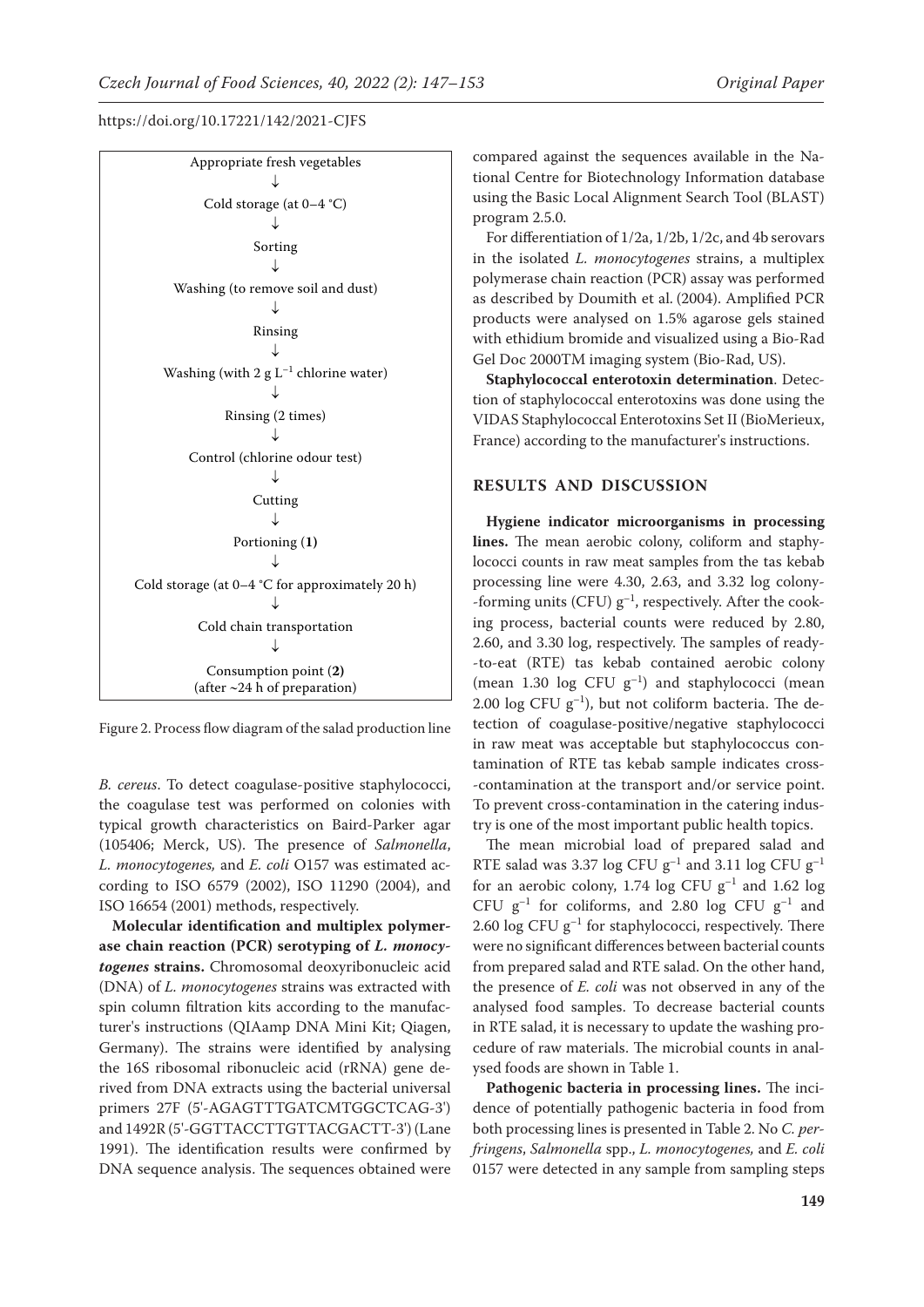Appropriate fresh vegetables
↓
Cold storage (at 0–4 °C)
↓
Sorting
↓
Washing (to remove soil and dust)
↓
Rinsing
↓
Washing (with 2 g $L^{-1}$ chlorine water)
↓
Rinsing (2 times)
↓
Control (chlorine odour test)
↓
Cutting
↓
Portioning (**1**)
↓
Cold storage (at 0–4 °C for approximately 20 h)
↓
Cold chain transportation
↓
Consumption point (**2**)
(after ~24 h of preparation)

Figure 2. Process flow diagram of the salad production line

*B. cereus*. To detect coagulase-positive staphylococci, the coagulase test was performed on colonies with typical growth characteristics on Baird-Parker agar (105406; Merck, US). The presence of *Salmonella*, *L. monocytogenes,* and *E. coli* O157 was estimated according to ISO 6579 (2002), ISO 11290 (2004), and ISO 16654 (2001) methods, respectively.

**Molecular identification and multiplex polymerase chain reaction (PCR) serotyping of *L. monocytogenes* strains.** Chromosomal deoxyribonucleic acid (DNA) of *L. monocytogenes* strains was extracted with spin column filtration kits according to the manufacturer's instructions (QIAamp DNA Mini Kit; Qiagen, Germany). The strains were identified by analysing the 16S ribosomal ribonucleic acid (rRNA) gene derived from DNA extracts using the bacterial universal primers 27F (5'-AGAGTTTGATCMTGGCTCAG-3') and 1492R (5'-GGTTACCTTGTTACGACTT-3') (Lane 1991). The identification results were confirmed by DNA sequence analysis. The sequences obtained were compared against the sequences available in the National Centre for Biotechnology Information database using the Basic Local Alignment Search Tool (BLAST) program 2.5.0.

For differentiation of 1/2a, 1/2b, 1/2c, and 4b serovars in the isolated *L. monocytogenes* strains, a multiplex polymerase chain reaction (PCR) assay was performed as described by Doumith et al. (2004). Amplified PCR products were analysed on 1.5% agarose gels stained with ethidium bromide and visualized using a Bio-Rad Gel Doc 2000TM imaging system (Bio-Rad, US).

**Staphylococcal enterotoxin determination**. Detection of staphylococcal enterotoxins was done using the VIDAS Staphylococcal Enterotoxins Set II (BioMerieux, France) according to the manufacturer's instructions.

## RESULTS AND DISCUSSION

**Hygiene indicator microorganisms in processing lines.** The mean aerobic colony, coliform and staphylococci counts in raw meat samples from the tas kebab processing line were 4.30, 2.63, and 3.32 log colony-forming units (CFU) $g^{-1}$, respectively. After the cooking process, bacterial counts were reduced by 2.80, 2.60, and 3.30 log, respectively. The samples of ready-to-eat (RTE) tas kebab contained aerobic colony (mean 1.30 log CFU $g^{-1}$) and staphylococci (mean 2.00 log CFU $g^{-1}$), but not coliform bacteria. The detection of coagulase-positive/negative staphylococci in raw meat was acceptable but staphylococcus contamination of RTE tas kebab sample indicates cross-contamination at the transport and/or service point. To prevent cross-contamination in the catering industry is one of the most important public health topics.

The mean microbial load of prepared salad and RTE salad was 3.37 log CFU $g^{-1}$ and 3.11 log CFU $g^{-1}$ for an aerobic colony, 1.74 log CFU $g^{-1}$ and 1.62 log CFU $g^{-1}$ for coliforms, and 2.80 log CFU $g^{-1}$ and 2.60 log CFU $g^{-1}$ for staphylococci, respectively. There were no significant differences between bacterial counts from prepared salad and RTE salad. On the other hand, the presence of *E. coli* was not observed in any of the analysed food samples. To decrease bacterial counts in RTE salad, it is necessary to update the washing procedure of raw materials. The microbial counts in analysed foods are shown in Table 1.

**Pathogenic bacteria in processing lines.** The incidence of potentially pathogenic bacteria in food from both processing lines is presented in Table 2. No *C. perfringens*, *Salmonella* spp., *L. monocytogenes,* and *E. coli* 0157 were detected in any sample from sampling steps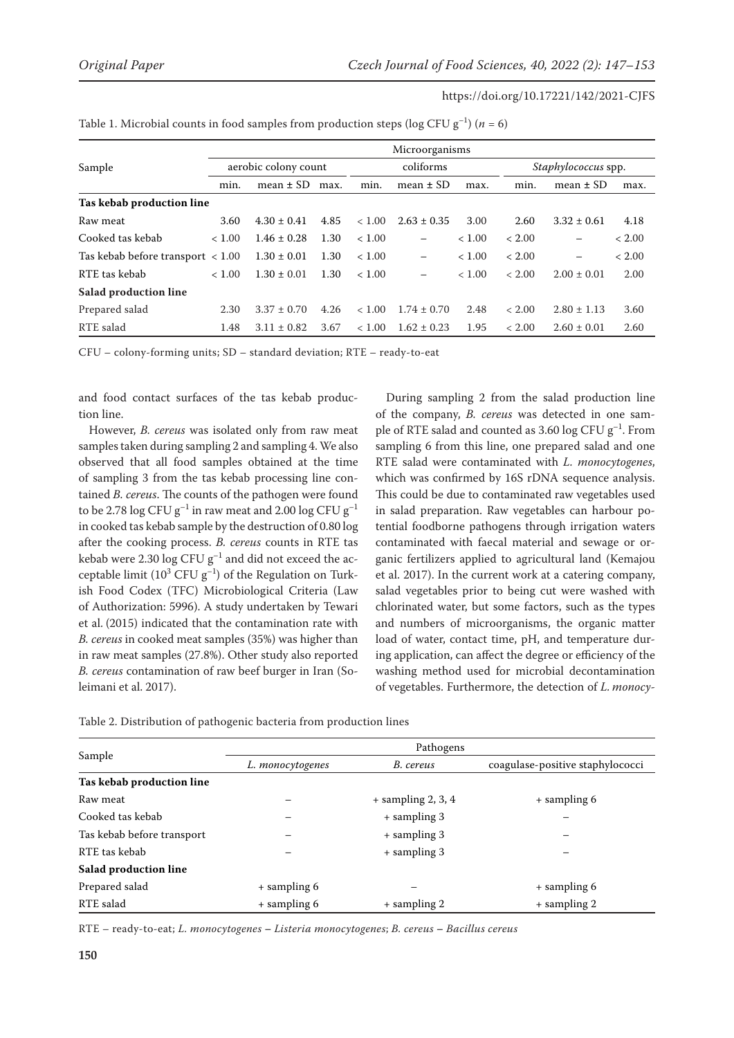Table 1. Microbial counts in food samples from production steps (log CFU $g^{-1}$) ($n = 6$)

| Sample | Microorganisms | | | | | | | | |
|---|---|---|---|---|---|---|---|---|---|
| | aerobic colony count | | | coliforms | | | *Staphylococcus* spp. | | |
| | min. | mean ± SD | max. | min. | mean ± SD | max. | min. | mean ± SD | max. |
| **Tas kebab production line** | | | | | | | | | |
| Raw meat | 3.60 | 4.30 ± 0.41 | 4.85 | < 1.00 | 2.63 ± 0.35 | 3.00 | 2.60 | 3.32 ± 0.61 | 4.18 |
| Cooked tas kebab | < 1.00 | 1.46 ± 0.28 | 1.30 | < 1.00 | – | < 1.00 | < 2.00 | – | < 2.00 |
| Tas kebab before transport | < 1.00 | 1.30 ± 0.01 | 1.30 | < 1.00 | – | < 1.00 | < 2.00 | – | < 2.00 |
| RTE tas kebab | < 1.00 | 1.30 ± 0.01 | 1.30 | < 1.00 | – | < 1.00 | < 2.00 | 2.00 ± 0.01 | 2.00 |
| **Salad production line** | | | | | | | | | |
| Prepared salad | 2.30 | 3.37 ± 0.70 | 4.26 | < 1.00 | 1.74 ± 0.70 | 2.48 | < 2.00 | 2.80 ± 1.13 | 3.60 |
| RTE salad | 1.48 | 3.11 ± 0.82 | 3.67 | < 1.00 | 1.62 ± 0.23 | 1.95 | < 2.00 | 2.60 ± 0.01 | 2.60 |

CFU – colony-forming units; SD – standard deviation; RTE – ready-to-eat

and food contact surfaces of the tas kebab production line.

However, *B. cereus* was isolated only from raw meat samples taken during sampling 2 and sampling 4. We also observed that all food samples obtained at the time of sampling 3 from the tas kebab processing line contained *B. cereus*. The counts of the pathogen were found to be 2.78 log CFU $g^{-1}$ in raw meat and 2.00 log CFU $g^{-1}$ in cooked tas kebab sample by the destruction of 0.80 log after the cooking process. *B. cereus* counts in RTE tas kebab were 2.30 log CFU $g^{-1}$ and did not exceed the acceptable limit ($10^3$ CFU $g^{-1}$) of the Regulation on Turkish Food Codex (TFC) Microbiological Criteria (Law of Authorization: 5996). A study undertaken by Tewari et al. (2015) indicated that the contamination rate with *B. cereus* in cooked meat samples (35%) was higher than in raw meat samples (27.8%). Other study also reported *B. cereus* contamination of raw beef burger in Iran (Soleimani et al. 2017).

During sampling 2 from the salad production line of the company, *B. cereus* was detected in one sample of RTE salad and counted as 3.60 log CFU $g^{-1}$. From sampling 6 from this line, one prepared salad and one RTE salad were contaminated with *L. monocytogenes*, which was confirmed by 16S rDNA sequence analysis. This could be due to contaminated raw vegetables used in salad preparation. Raw vegetables can harbour potential foodborne pathogens through irrigation waters contaminated with faecal material and sewage or organic fertilizers applied to agricultural land (Kemajou et al. 2017). In the current work at a catering company, salad vegetables prior to being cut were washed with chlorinated water, but some factors, such as the types and numbers of microorganisms, the organic matter load of water, contact time, pH, and temperature during application, can affect the degree or efficiency of the washing method used for microbial decontamination of vegetables. Furthermore, the detection of *L. monocy-*

Table 2. Distribution of pathogenic bacteria from production lines

| Sample | Pathogens | | |
|---|---|---|---|
| | *L. monocytogenes* | *B. cereus* | coagulase-positive staphylococci |
| **Tas kebab production line** | | | |
| Raw meat | – | + sampling 2, 3, 4 | + sampling 6 |
| Cooked tas kebab | – | + sampling 3 | – |
| Tas kebab before transport | – | + sampling 3 | – |
| RTE tas kebab | – | + sampling 3 | – |
| **Salad production line** | | | |
| Prepared salad | + sampling 6 | – | + sampling 6 |
| RTE salad | + sampling 6 | + sampling 2 | + sampling 2 |

RTE – ready-to-eat; *L. monocytogenes* – *Listeria monocytogenes*; *B. cereus* – *Bacillus cereus*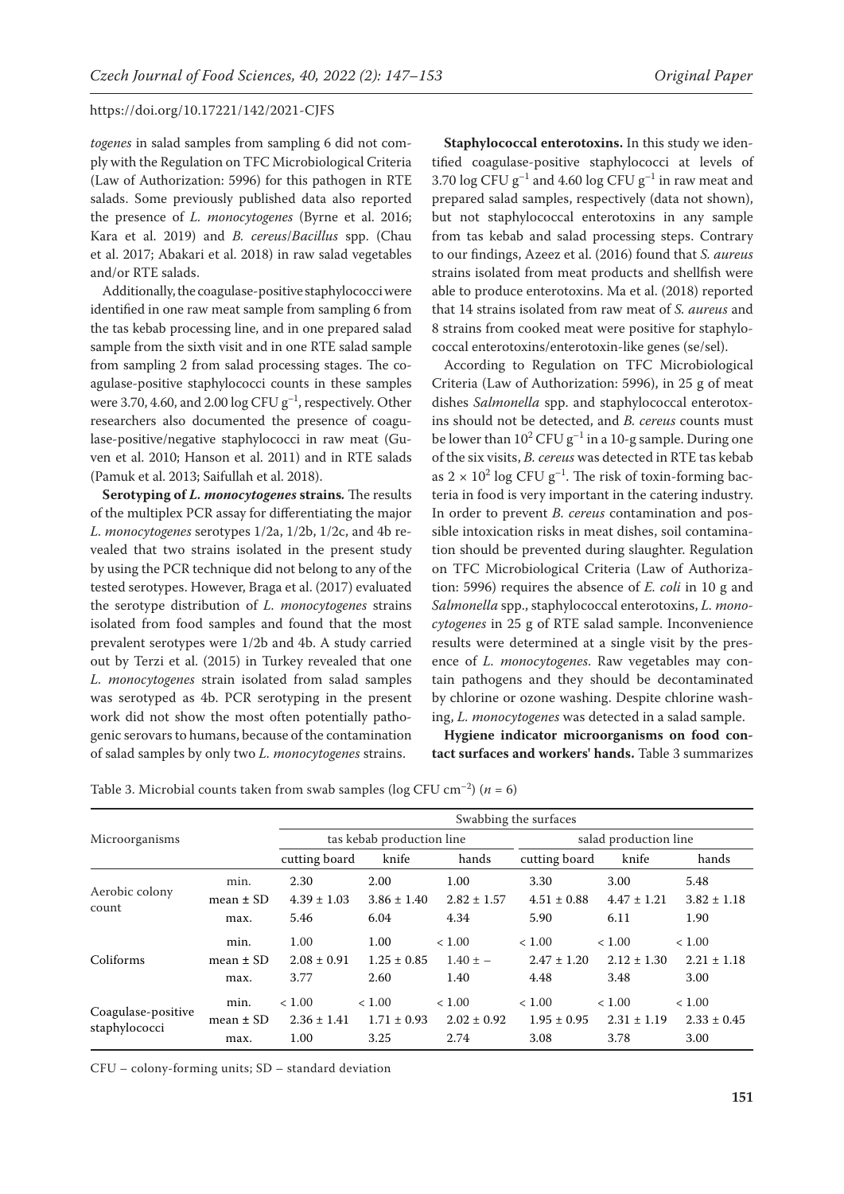*togenes* in salad samples from sampling 6 did not comply with the Regulation on TFC Microbiological Criteria (Law of Authorization: 5996) for this pathogen in RTE salads. Some previously published data also reported the presence of *L. monocytogenes* (Byrne et al. 2016; Kara et al. 2019) and *B. cereus*/*Bacillus* spp. (Chau et al. 2017; Abakari et al. 2018) in raw salad vegetables and/or RTE salads.

Additionally, the coagulase-positive staphylococci were identified in one raw meat sample from sampling 6 from the tas kebab processing line, and in one prepared salad sample from the sixth visit and in one RTE salad sample from sampling 2 from salad processing stages. The coagulase-positive staphylococci counts in these samples were 3.70, 4.60, and 2.00 log CFU $g^{-1}$, respectively. Other researchers also documented the presence of coagulase-positive/negative staphylococci in raw meat (Guven et al. 2010; Hanson et al. 2011) and in RTE salads (Pamuk et al. 2013; Saifullah et al. 2018).

**Serotyping of *L. monocytogenes* strains.** The results of the multiplex PCR assay for differentiating the major *L. monocytogenes* serotypes 1/2a, 1/2b, 1/2c, and 4b revealed that two strains isolated in the present study by using the PCR technique did not belong to any of the tested serotypes. However, Braga et al. (2017) evaluated the serotype distribution of *L. monocytogenes* strains isolated from food samples and found that the most prevalent serotypes were 1/2b and 4b. A study carried out by Terzi et al. (2015) in Turkey revealed that one *L. monocytogenes* strain isolated from salad samples was serotyped as 4b. PCR serotyping in the present work did not show the most often potentially pathogenic serovars to humans, because of the contamination of salad samples by only two *L. monocytogenes* strains.

**Staphylococcal enterotoxins.** In this study we identified coagulase-positive staphylococci at levels of 3.70 log CFU $g^{-1}$ and 4.60 log CFU $g^{-1}$ in raw meat and prepared salad samples, respectively (data not shown), but not staphylococcal enterotoxins in any sample from tas kebab and salad processing steps. Contrary to our findings, Azeez et al. (2016) found that *S. aureus* strains isolated from meat products and shellfish were able to produce enterotoxins. Ma et al. (2018) reported that 14 strains isolated from raw meat of *S. aureus* and 8 strains from cooked meat were positive for staphylococcal enterotoxins/enterotoxin-like genes (se/sel).

According to Regulation on TFC Microbiological Criteria (Law of Authorization: 5996), in 25 g of meat dishes *Salmonella* spp. and staphylococcal enterotoxins should not be detected, and *B. cereus* counts must be lower than $10^2$ CFU $g^{-1}$ in a 10-g sample. During one of the six visits, *B. cereus* was detected in RTE tas kebab as $2 \times 10^2$ log CFU $g^{-1}$. The risk of toxin-forming bacteria in food is very important in the catering industry. In order to prevent *B. cereus* contamination and possible intoxication risks in meat dishes, soil contamination should be prevented during slaughter. Regulation on TFC Microbiological Criteria (Law of Authorization: 5996) requires the absence of *E. coli* in 10 g and *Salmonella* spp., staphylococcal enterotoxins, *L. monocytogenes* in 25 g of RTE salad sample. Inconvenience results were determined at a single visit by the presence of *L. monocytogenes*. Raw vegetables may contain pathogens and they should be decontaminated by chlorine or ozone washing. Despite chlorine washing, *L. monocytogenes* was detected in a salad sample.

**Hygiene indicator microorganisms on food contact surfaces and workers' hands.** Table 3 summarizes

Table 3. Microbial counts taken from swab samples (log CFU $cm^{-2}$) ($n$ = 6)

| Microorganisms | | Swabbing the surfaces | | | | | |
|---|---|---|---|---|---|---|---|
| | | tas kebab production line | | | salad production line | | |
| | | cutting board | knife | hands | cutting board | knife | hands |
| Aerobic colony count | min. | 2.30 | 2.00 | 1.00 | 3.30 | 3.00 | 5.48 |
| | mean ± SD | 4.39 ± 1.03 | 3.86 ± 1.40 | 2.82 ± 1.57 | 4.51 ± 0.88 | 4.47 ± 1.21 | 3.82 ± 1.18 |
| | max. | 5.46 | 6.04 | 4.34 | 5.90 | 6.11 | 1.90 |
| Coliforms | min. | 1.00 | 1.00 | < 1.00 | < 1.00 | < 1.00 | < 1.00 |
| | mean ± SD | 2.08 ± 0.91 | 1.25 ± 0.85 | 1.40 ± – | 2.47 ± 1.20 | 2.12 ± 1.30 | 2.21 ± 1.18 |
| | max. | 3.77 | 2.60 | 1.40 | 4.48 | 3.48 | 3.00 |
| Coagulase-positive staphylococci | min. | < 1.00 | < 1.00 | < 1.00 | < 1.00 | < 1.00 | < 1.00 |
| | mean ± SD | 2.36 ± 1.41 | 1.71 ± 0.93 | 2.02 ± 0.92 | 1.95 ± 0.95 | 2.31 ± 1.19 | 2.33 ± 0.45 |
| | max. | 1.00 | 3.25 | 2.74 | 3.08 | 3.78 | 3.00 |

CFU – colony-forming units; SD – standard deviation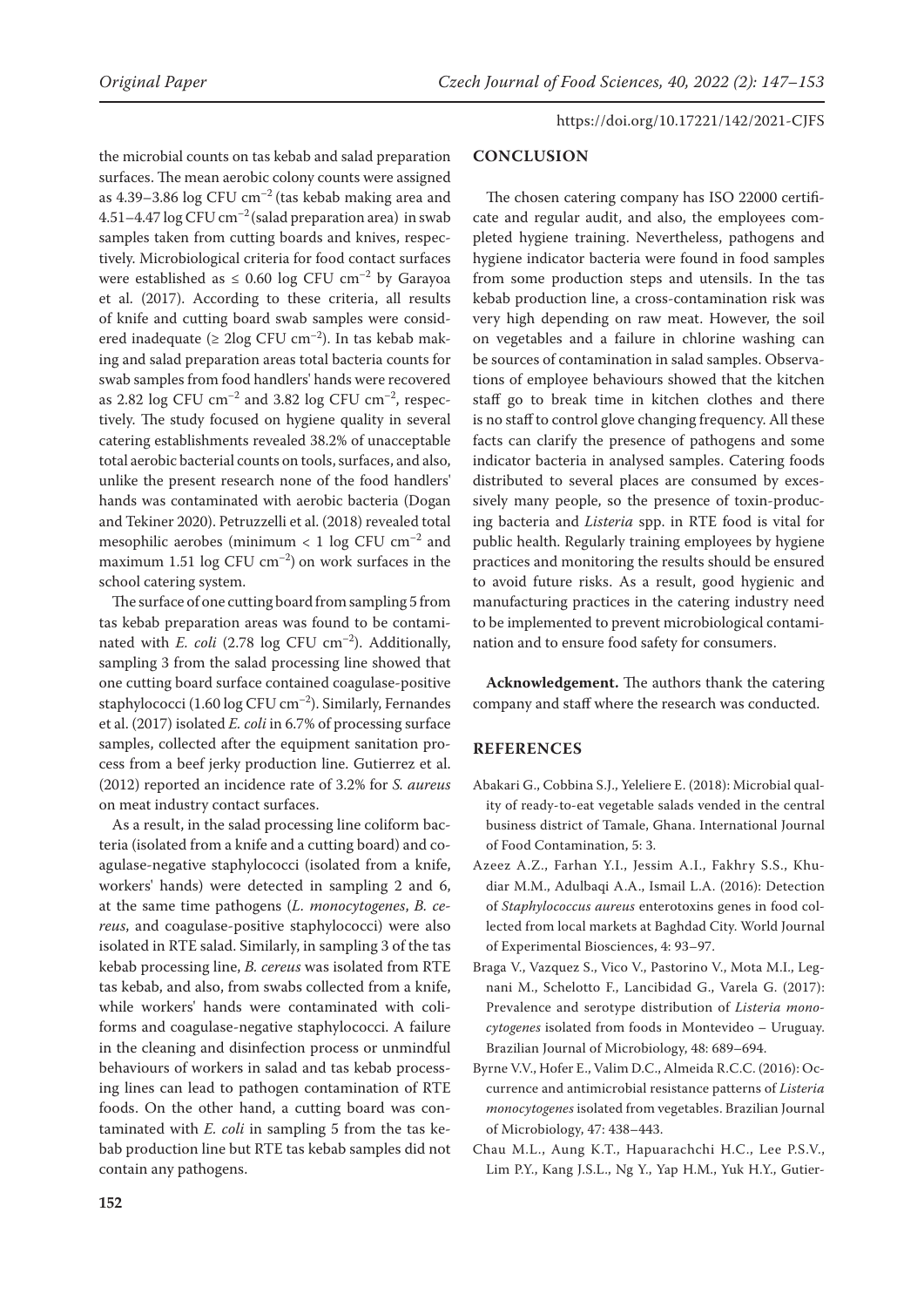the microbial counts on tas kebab and salad preparation surfaces. The mean aerobic colony counts were assigned as 4.39–3.86 log CFU $cm^{-2}$ (tas kebab making area and 4.51–4.47 log CFU $cm^{-2}$ (salad preparation area) in swab samples taken from cutting boards and knives, respectively. Microbiological criteria for food contact surfaces were established as ≤ 0.60 log CFU $cm^{-2}$ by Garayoa et al. (2017). According to these criteria, all results of knife and cutting board swab samples were considered inadequate (≥ 2log CFU $cm^{-2}$). In tas kebab making and salad preparation areas total bacteria counts for swab samples from food handlers' hands were recovered as 2.82 log CFU $cm^{-2}$ and 3.82 log CFU $cm^{-2}$, respectively. The study focused on hygiene quality in several catering establishments revealed 38.2% of unacceptable total aerobic bacterial counts on tools, surfaces, and also, unlike the present research none of the food handlers' hands was contaminated with aerobic bacteria (Dogan and Tekiner 2020). Petruzzelli et al. (2018) revealed total mesophilic aerobes (minimum < 1 log CFU $cm^{-2}$ and maximum 1.51 log CFU $cm^{-2}$) on work surfaces in the school catering system.

The surface of one cutting board from sampling 5 from tas kebab preparation areas was found to be contaminated with *E. coli* (2.78 log CFU $cm^{-2}$). Additionally, sampling 3 from the salad processing line showed that one cutting board surface contained coagulase-positive staphylococci (1.60 log CFU $cm^{-2}$). Similarly, Fernandes et al. (2017) isolated *E. coli* in 6.7% of processing surface samples, collected after the equipment sanitation process from a beef jerky production line. Gutierrez et al. (2012) reported an incidence rate of 3.2% for *S. aureus* on meat industry contact surfaces.

As a result, in the salad processing line coliform bacteria (isolated from a knife and a cutting board) and coagulase-negative staphylococci (isolated from a knife, workers' hands) were detected in sampling 2 and 6, at the same time pathogens (*L. monocytogenes*, *B. cereus*, and coagulase-positive staphylococci) were also isolated in RTE salad. Similarly, in sampling 3 of the tas kebab processing line, *B. cereus* was isolated from RTE tas kebab, and also, from swabs collected from a knife, while workers' hands were contaminated with coliforms and coagulase-negative staphylococci. A failure in the cleaning and disinfection process or unmindful behaviours of workers in salad and tas kebab processing lines can lead to pathogen contamination of RTE foods. On the other hand, a cutting board was contaminated with *E. coli* in sampling 5 from the tas kebab production line but RTE tas kebab samples did not contain any pathogens.

## CONCLUSION

The chosen catering company has ISO 22000 certificate and regular audit, and also, the employees completed hygiene training. Nevertheless, pathogens and hygiene indicator bacteria were found in food samples from some production steps and utensils. In the tas kebab production line, a cross-contamination risk was very high depending on raw meat. However, the soil on vegetables and a failure in chlorine washing can be sources of contamination in salad samples. Observations of employee behaviours showed that the kitchen staff go to break time in kitchen clothes and there is no staff to control glove changing frequency. All these facts can clarify the presence of pathogens and some indicator bacteria in analysed samples. Catering foods distributed to several places are consumed by excessively many people, so the presence of toxin-producing bacteria and *Listeria* spp. in RTE food is vital for public health. Regularly training employees by hygiene practices and monitoring the results should be ensured to avoid future risks. As a result, good hygienic and manufacturing practices in the catering industry need to be implemented to prevent microbiological contamination and to ensure food safety for consumers.

**Acknowledgement.** The authors thank the catering company and staff where the research was conducted.

## REFERENCES

Abakari G., Cobbina S.J., Yeleliere E. (2018): Microbial quality of ready-to-eat vegetable salads vended in the central business district of Tamale, Ghana. International Journal of Food Contamination, 5: 3.

Azeez A.Z., Farhan Y.I., Jessim A.I., Fakhry S.S., Khudiar M.M., Adulbaqi A.A., Ismail L.A. (2016): Detection of *Staphylococcus aureus* enterotoxins genes in food collected from local markets at Baghdad City. World Journal of Experimental Biosciences, 4: 93–97.

Braga V., Vazquez S., Vico V., Pastorino V., Mota M.I., Legnani M., Schelotto F., Lancibidad G., Varela G. (2017): Prevalence and serotype distribution of *Listeria monocytogenes* isolated from foods in Montevideo – Uruguay. Brazilian Journal of Microbiology, 48: 689–694.

Byrne V.V., Hofer E., Valim D.C., Almeida R.C.C. (2016): Occurrence and antimicrobial resistance patterns of *Listeria monocytogenes* isolated from vegetables. Brazilian Journal of Microbiology, 47: 438–443.

Chau M.L., Aung K.T., Hapuarachchi H.C., Lee P.S.V., Lim P.Y., Kang J.S.L., Ng Y., Yap H.M., Yuk H.Y., Gutier-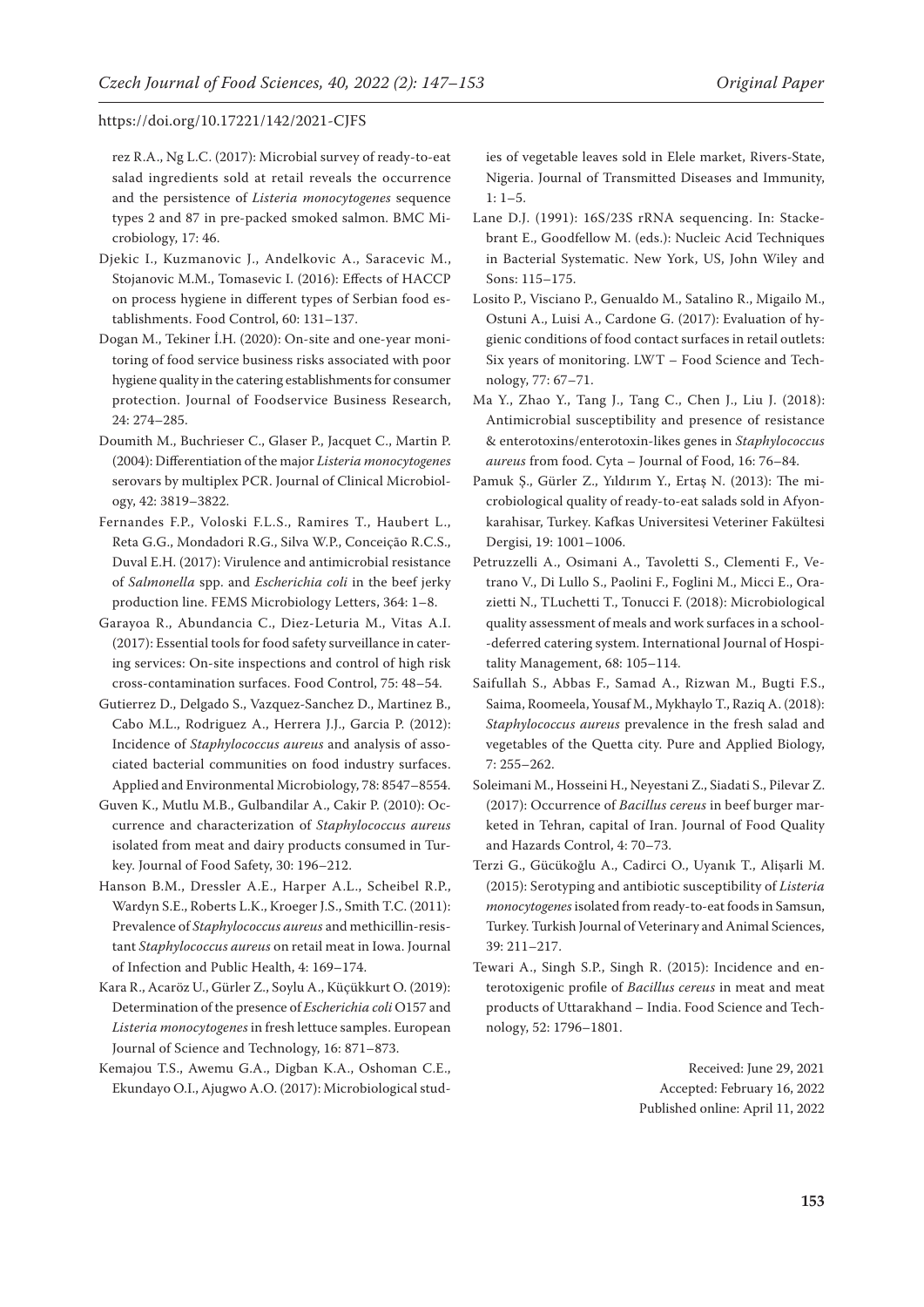rez R.A., Ng L.C. (2017): Microbial survey of ready-to-eat salad ingredients sold at retail reveals the occurrence and the persistence of *Listeria monocytogenes* sequence types 2 and 87 in pre-packed smoked salmon. BMC Microbiology, 17: 46.

Djekic I., Kuzmanovic J., Andelkovic A., Saracevic M., Stojanovic M.M., Tomasevic I. (2016): Effects of HACCP on process hygiene in different types of Serbian food establishments. Food Control, 60: 131–137.

Dogan M., Tekiner İ.H. (2020): On-site and one-year monitoring of food service business risks associated with poor hygiene quality in the catering establishments for consumer protection. Journal of Foodservice Business Research, 24: 274–285.

Doumith M., Buchrieser C., Glaser P., Jacquet C., Martin P. (2004): Differentiation of the major *Listeria monocytogenes* serovars by multiplex PCR. Journal of Clinical Microbiology, 42: 3819–3822.

Fernandes F.P., Voloski F.L.S., Ramires T., Haubert L., Reta G.G., Mondadori R.G., Silva W.P., Conceição R.C.S., Duval E.H. (2017): Virulence and antimicrobial resistance of *Salmonella* spp. and *Escherichia coli* in the beef jerky production line. FEMS Microbiology Letters, 364: 1–8.

Garayoa R., Abundancia C., Diez-Leturia M., Vitas A.I. (2017): Essential tools for food safety surveillance in catering services: On-site inspections and control of high risk cross-contamination surfaces. Food Control, 75: 48–54.

Gutierrez D., Delgado S., Vazquez-Sanchez D., Martinez B., Cabo M.L., Rodriguez A., Herrera J.J., Garcia P. (2012): Incidence of *Staphylococcus aureus* and analysis of associated bacterial communities on food industry surfaces. Applied and Environmental Microbiology, 78: 8547–8554.

Guven K., Mutlu M.B., Gulbandilar A., Cakir P. (2010): Occurrence and characterization of *Staphylococcus aureus* isolated from meat and dairy products consumed in Turkey. Journal of Food Safety, 30: 196–212.

Hanson B.M., Dressler A.E., Harper A.L., Scheibel R.P., Wardyn S.E., Roberts L.K., Kroeger J.S., Smith T.C. (2011): Prevalence of *Staphylococcus aureus* and methicillin-resistant *Staphylococcus aureus* on retail meat in Iowa. Journal of Infection and Public Health, 4: 169–174.

Kara R., Acaröz U., Gürler Z., Soylu A., Küçükkurt O. (2019): Determination of the presence of *Escherichia coli* O157 and *Listeria monocytogenes* in fresh lettuce samples. European Journal of Science and Technology, 16: 871–873.

Kemajou T.S., Awemu G.A., Digban K.A., Oshoman C.E., Ekundayo O.I., Ajugwo A.O. (2017): Microbiological studies of vegetable leaves sold in Elele market, Rivers-State, Nigeria. Journal of Transmitted Diseases and Immunity, 1: 1–5.

Lane D.J. (1991): 16S/23S rRNA sequencing. In: Stackebrant E., Goodfellow M. (eds.): Nucleic Acid Techniques in Bacterial Systematic. New York, US, John Wiley and Sons: 115–175.

Losito P., Visciano P., Genualdo M., Satalino R., Migailo M., Ostuni A., Luisi A., Cardone G. (2017): Evaluation of hygienic conditions of food contact surfaces in retail outlets: Six years of monitoring. LWT – Food Science and Technology, 77: 67–71.

Ma Y., Zhao Y., Tang J., Tang C., Chen J., Liu J. (2018): Antimicrobial susceptibility and presence of resistance & enterotoxins/enterotoxin-likes genes in *Staphylococcus aureus* from food. Cyta – Journal of Food, 16: 76–84.

Pamuk Ş., Gürler Z., Yıldırım Y., Ertaş N. (2013): The microbiological quality of ready-to-eat salads sold in Afyonkarahisar, Turkey. Kafkas Universitesi Veteriner Fakültesi Dergisi, 19: 1001–1006.

Petruzzelli A., Osimani A., Tavoletti S., Clementi F., Vetrano V., Di Lullo S., Paolini F., Foglini M., Micci E., Orazietti N., TLuchetti T., Tonucci F. (2018): Microbiological quality assessment of meals and work surfaces in a school-deferred catering system. International Journal of Hospitality Management, 68: 105–114.

Saifullah S., Abbas F., Samad A., Rizwan M., Bugti F.S., Saima, Roomeela, Yousaf M., Mykhaylo T., Raziq A. (2018): *Staphylococcus aureus* prevalence in the fresh salad and vegetables of the Quetta city. Pure and Applied Biology, 7: 255–262.

Soleimani M., Hosseini H., Neyestani Z., Siadati S., Pilevar Z. (2017): Occurrence of *Bacillus cereus* in beef burger marketed in Tehran, capital of Iran. Journal of Food Quality and Hazards Control, 4: 70–73.

Terzi G., Gücükoğlu A., Cadirci O., Uyanık T., Alişarli M. (2015): Serotyping and antibiotic susceptibility of *Listeria monocytogenes* isolated from ready-to-eat foods in Samsun, Turkey. Turkish Journal of Veterinary and Animal Sciences, 39: 211–217.

Tewari A., Singh S.P., Singh R. (2015): Incidence and enterotoxigenic profile of *Bacillus cereus* in meat and meat products of Uttarakhand – India. Food Science and Technology, 52: 1796–1801.

Received: June 29, 2021
Accepted: February 16, 2022
Published online: April 11, 2022